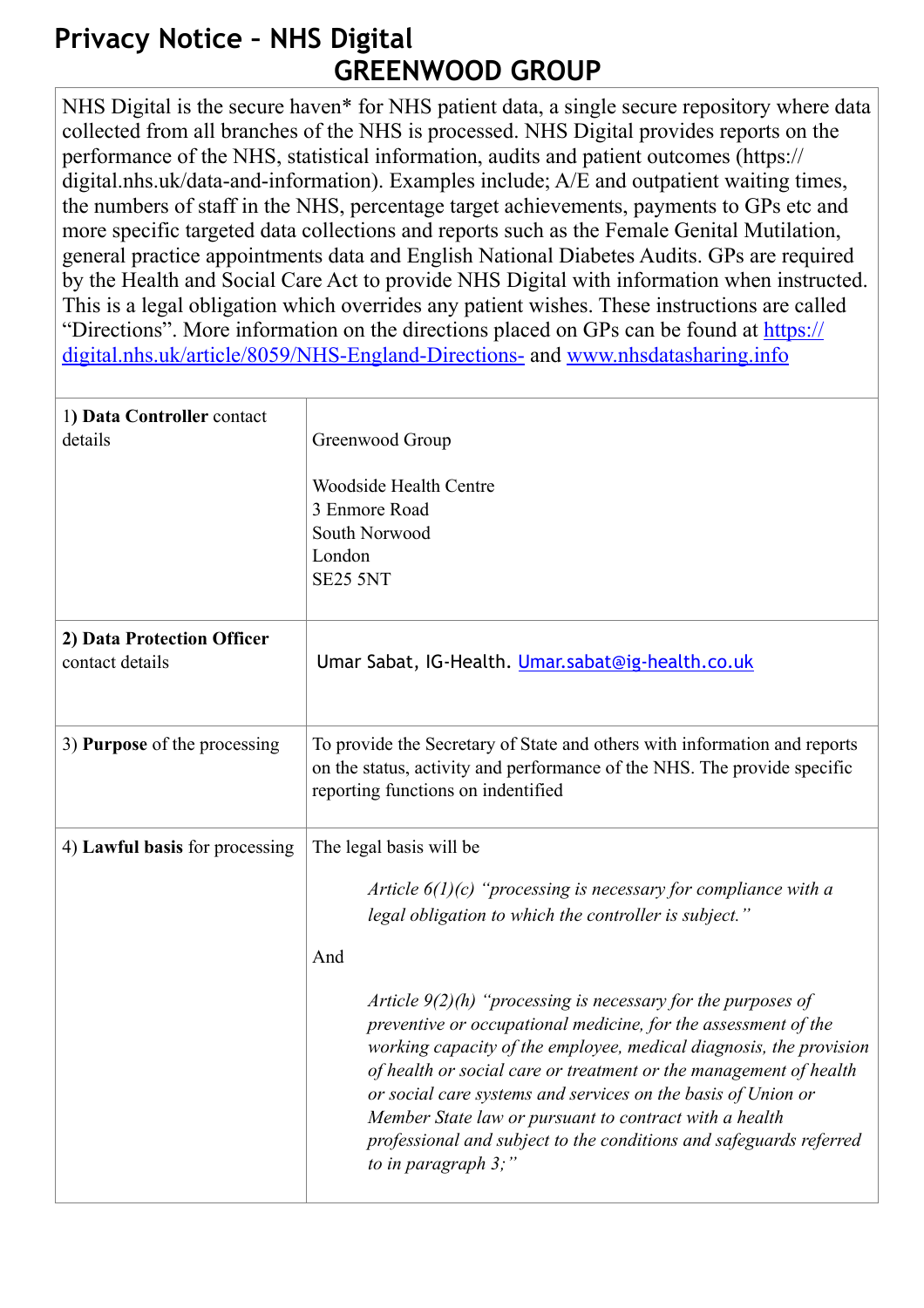# Privacy Notice – NHS Digital

## GREENWOOD GROUP

NHS Digital is the secure haven* for NHS patient data, a single secure repository where data collected from all branches of the NHS is processed. NHS Digital provides reports on the performance of the NHS, statistical information, audits and patient outcomes (https://digital.nhs.uk/data-and-information). Examples include; A/E and outpatient waiting times, the numbers of staff in the NHS, percentage target achievements, payments to GPs etc and more specific targeted data collections and reports such as the Female Genital Mutilation, general practice appointments data and English National Diabetes Audits. GPs are required by the Health and Social Care Act to provide NHS Digital with information when instructed. This is a legal obligation which overrides any patient wishes. These instructions are called "Directions". More information on the directions placed on GPs can be found at https://digital.nhs.uk/article/8059/NHS-England-Directions- and www.nhsdatasharing.info

| | |
|---|---|
| 1) **Data Controller** contact details | Greenwood Group<br><br>Woodside Health Centre<br>3 Enmore Road<br>South Norwood<br>London<br>SE25 5NT |
| 2) **Data Protection Officer** contact details | Umar Sabat, IG-Health. Umar.sabat@ig-health.co.uk |
| 3) **Purpose** of the processing | To provide the Secretary of State and others with information and reports on the status, activity and performance of the NHS. The provide specific reporting functions on indentified |
| 4) **Lawful basis** for processing | The legal basis will be<br><br>*Article 6(1)(c) "processing is necessary for compliance with a legal obligation to which the controller is subject."*<br><br>And<br><br>*Article 9(2)(h) "processing is necessary for the purposes of preventive or occupational medicine, for the assessment of the working capacity of the employee, medical diagnosis, the provision of health or social care or treatment or the management of health or social care systems and services on the basis of Union or Member State law or pursuant to contract with a health professional and subject to the conditions and safeguards referred to in paragraph 3;"* |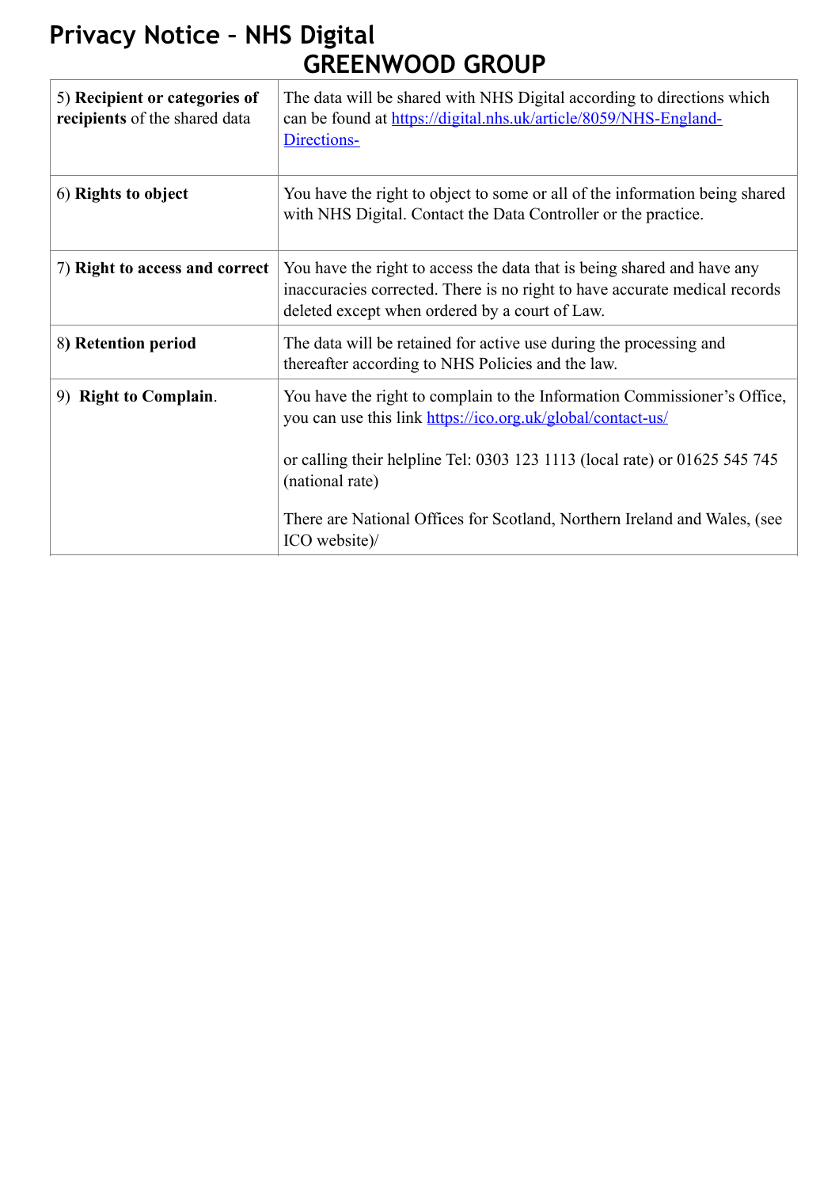# Privacy Notice – NHS Digital
## GREENWOOD GROUP

| | |
|---|---|
| 5) **Recipient or categories of recipients** of the shared data | The data will be shared with NHS Digital according to directions which can be found at https://digital.nhs.uk/article/8059/NHS-England-Directions- |
| 6) **Rights to object** | You have the right to object to some or all of the information being shared with NHS Digital. Contact the Data Controller or the practice. |
| 7) **Right to access and correct** | You have the right to access the data that is being shared and have any inaccuracies corrected. There is no right to have accurate medical records deleted except when ordered by a court of Law. |
| 8**) Retention period** | The data will be retained for active use during the processing and thereafter according to NHS Policies and the law. |
| 9) **Right to Complain**. | You have the right to complain to the Information Commissioner's Office, you can use this link https://ico.org.uk/global/contact-us/ <br><br> or calling their helpline Tel: 0303 123 1113 (local rate) or 01625 545 745 (national rate) <br><br> There are National Offices for Scotland, Northern Ireland and Wales, (see ICO website)/ |